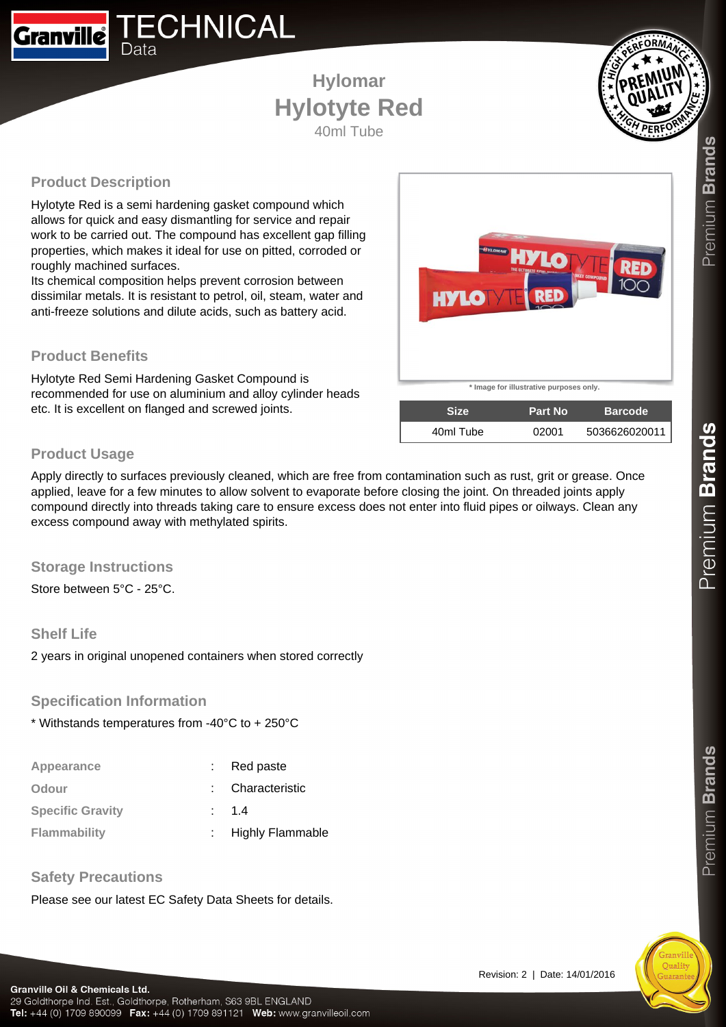# TECHNICAL Data

## Hylomar
# Hylotyte Red
40ml Tube

## Product Description

Hylotyte Red is a semi hardening gasket compound which allows for quick and easy dismantling for service and repair work to be carried out. The compound has excellent gap filling properties, which makes it ideal for use on pitted, corroded or roughly machined surfaces.
Its chemical composition helps prevent corrosion between dissimilar metals. It is resistant to petrol, oil, steam, water and anti-freeze solutions and dilute acids, such as battery acid.

\* Image for illustrative purposes only.

| Size | Part No | Barcode |
|---|---|---|
| 40ml Tube | 02001 | 5036626020011 |

## Product Benefits

Hylotyte Red Semi Hardening Gasket Compound is recommended for use on aluminium and alloy cylinder heads etc. It is excellent on flanged and screwed joints.

## Product Usage

Apply directly to surfaces previously cleaned, which are free from contamination such as rust, grit or grease. Once applied, leave for a few minutes to allow solvent to evaporate before closing the joint. On threaded joints apply compound directly into threads taking care to ensure excess does not enter into fluid pipes or oilways. Clean any excess compound away with methylated spirits.

## Storage Instructions

Store between 5°C - 25°C.

## Shelf Life

2 years in original unopened containers when stored correctly

## Specification Information

\* Withstands temperatures from -40°C to + 250°C

| | | |
|---|---|---|
| **Appearance** | : | Red paste |
| **Odour** | : | Characteristic |
| **Specific Gravity** | : | 1.4 |
| **Flammability** | : | Highly Flammable |

## Safety Precautions

Please see our latest EC Safety Data Sheets for details.

Revision: 2 | Date: 14/01/2016

**Granville Oil & Chemicals Ltd.**
29 Goldthorpe Ind. Est., Goldthorpe, Rotherham, S63 9BL ENGLAND
**Tel:** +44 (0) 1709 890099 **Fax:** +44 (0) 1709 891121 **Web:** www.granvilleoil.com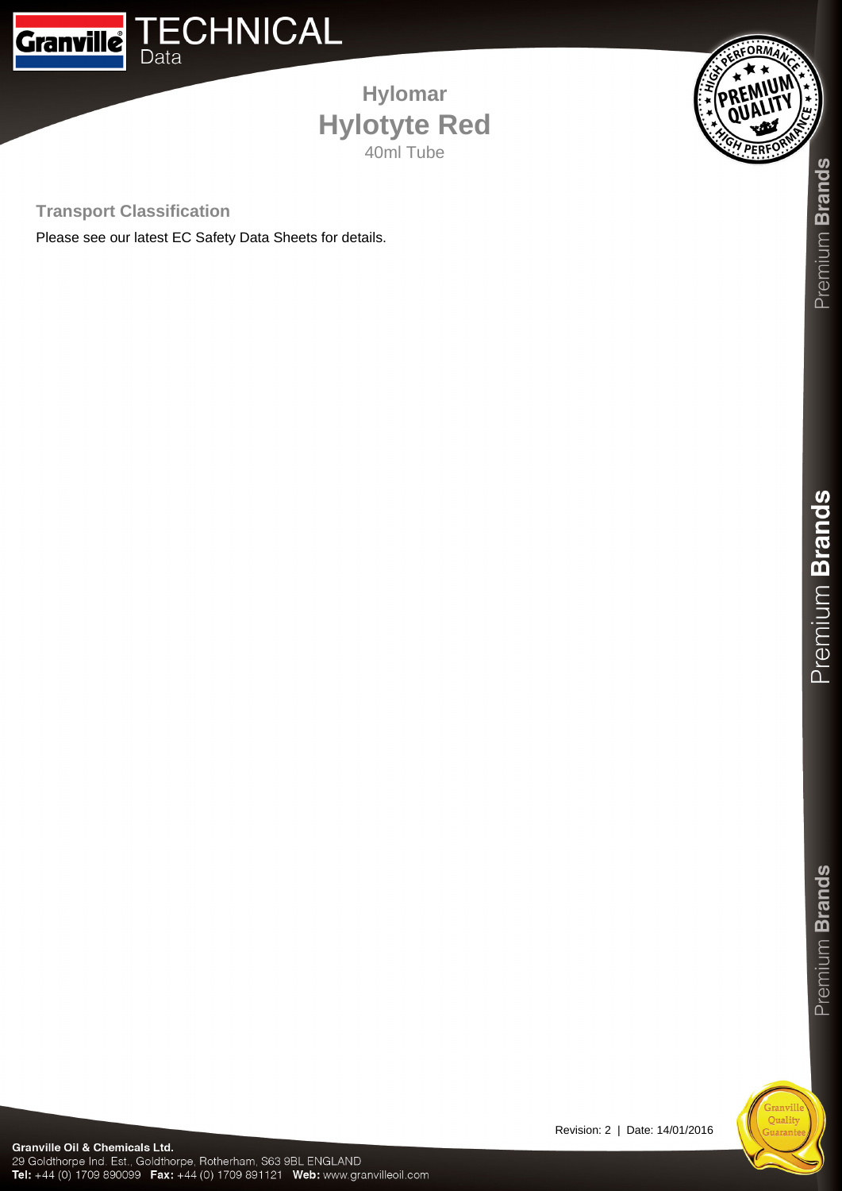# Hylomar

## Hylotyte Red

40ml Tube

### Transport Classification

Please see our latest EC Safety Data Sheets for details.